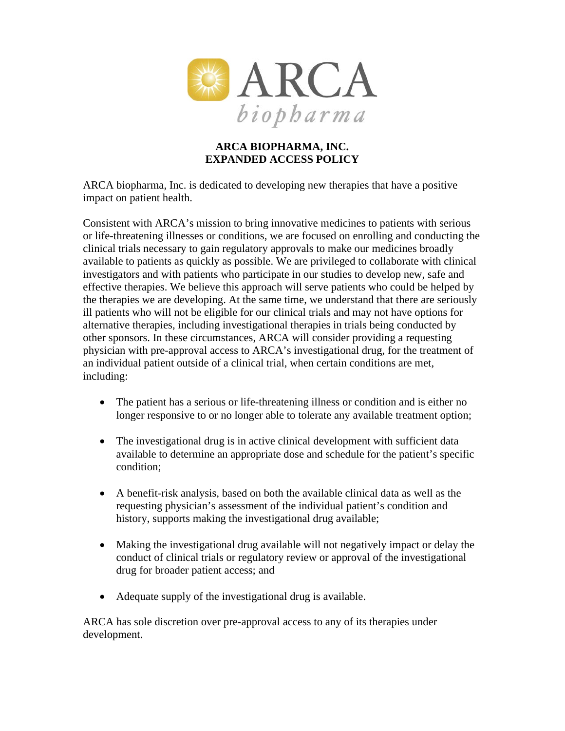ARCA biopharma

# ARCA BIOPHARMA, INC.
# EXPANDED ACCESS POLICY

ARCA biopharma, Inc. is dedicated to developing new therapies that have a positive impact on patient health.

Consistent with ARCA's mission to bring innovative medicines to patients with serious or life-threatening illnesses or conditions, we are focused on enrolling and conducting the clinical trials necessary to gain regulatory approvals to make our medicines broadly available to patients as quickly as possible. We are privileged to collaborate with clinical investigators and with patients who participate in our studies to develop new, safe and effective therapies. We believe this approach will serve patients who could be helped by the therapies we are developing. At the same time, we understand that there are seriously ill patients who will not be eligible for our clinical trials and may not have options for alternative therapies, including investigational therapies in trials being conducted by other sponsors. In these circumstances, ARCA will consider providing a requesting physician with pre-approval access to ARCA's investigational drug, for the treatment of an individual patient outside of a clinical trial, when certain conditions are met, including:

- The patient has a serious or life-threatening illness or condition and is either no longer responsive to or no longer able to tolerate any available treatment option;
- The investigational drug is in active clinical development with sufficient data available to determine an appropriate dose and schedule for the patient's specific condition;
- A benefit-risk analysis, based on both the available clinical data as well as the requesting physician's assessment of the individual patient's condition and history, supports making the investigational drug available;
- Making the investigational drug available will not negatively impact or delay the conduct of clinical trials or regulatory review or approval of the investigational drug for broader patient access; and
- Adequate supply of the investigational drug is available.

ARCA has sole discretion over pre-approval access to any of its therapies under development.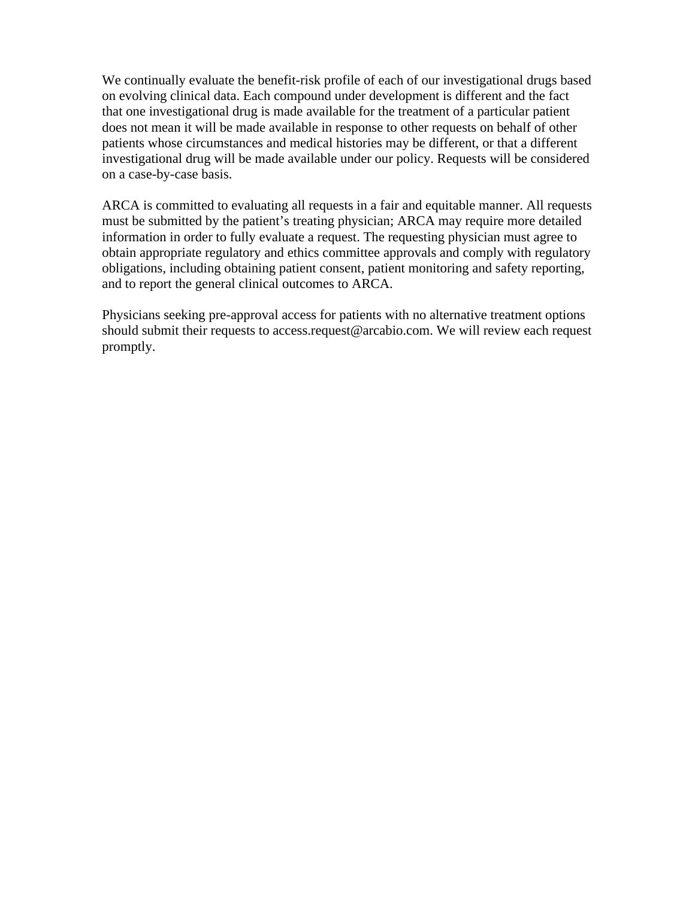We continually evaluate the benefit-risk profile of each of our investigational drugs based on evolving clinical data. Each compound under development is different and the fact that one investigational drug is made available for the treatment of a particular patient does not mean it will be made available in response to other requests on behalf of other patients whose circumstances and medical histories may be different, or that a different investigational drug will be made available under our policy. Requests will be considered on a case-by-case basis.

ARCA is committed to evaluating all requests in a fair and equitable manner. All requests must be submitted by the patient's treating physician; ARCA may require more detailed information in order to fully evaluate a request. The requesting physician must agree to obtain appropriate regulatory and ethics committee approvals and comply with regulatory obligations, including obtaining patient consent, patient monitoring and safety reporting, and to report the general clinical outcomes to ARCA.

Physicians seeking pre-approval access for patients with no alternative treatment options should submit their requests to access.request@arcabio.com. We will review each request promptly.